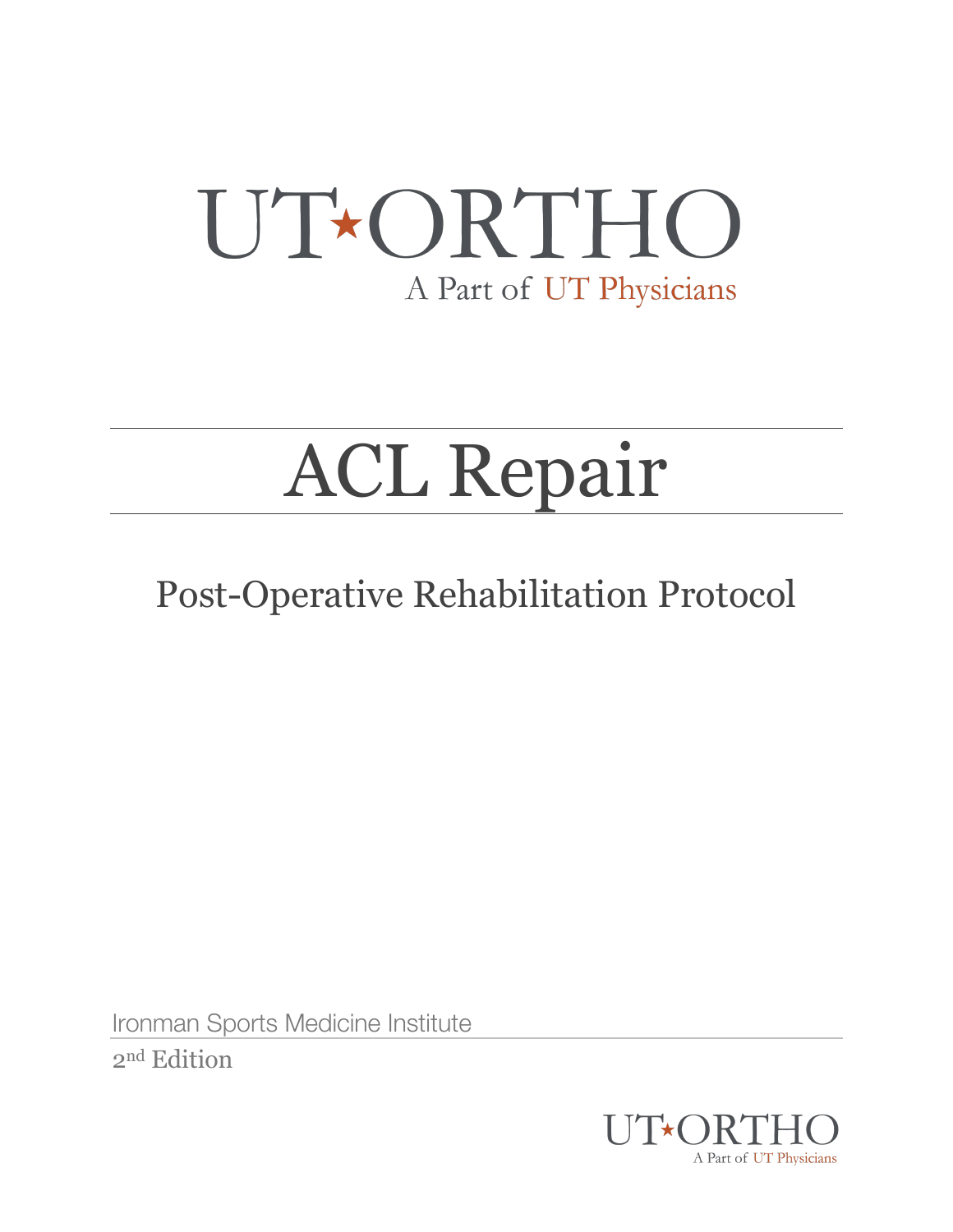UT★ORTHO

A Part of UT Physicians

# ACL Repair

## Post-Operative Rehabilitation Protocol

Ironman Sports Medicine Institute

2nd Edition

UT★ORTHO

A Part of UT Physicians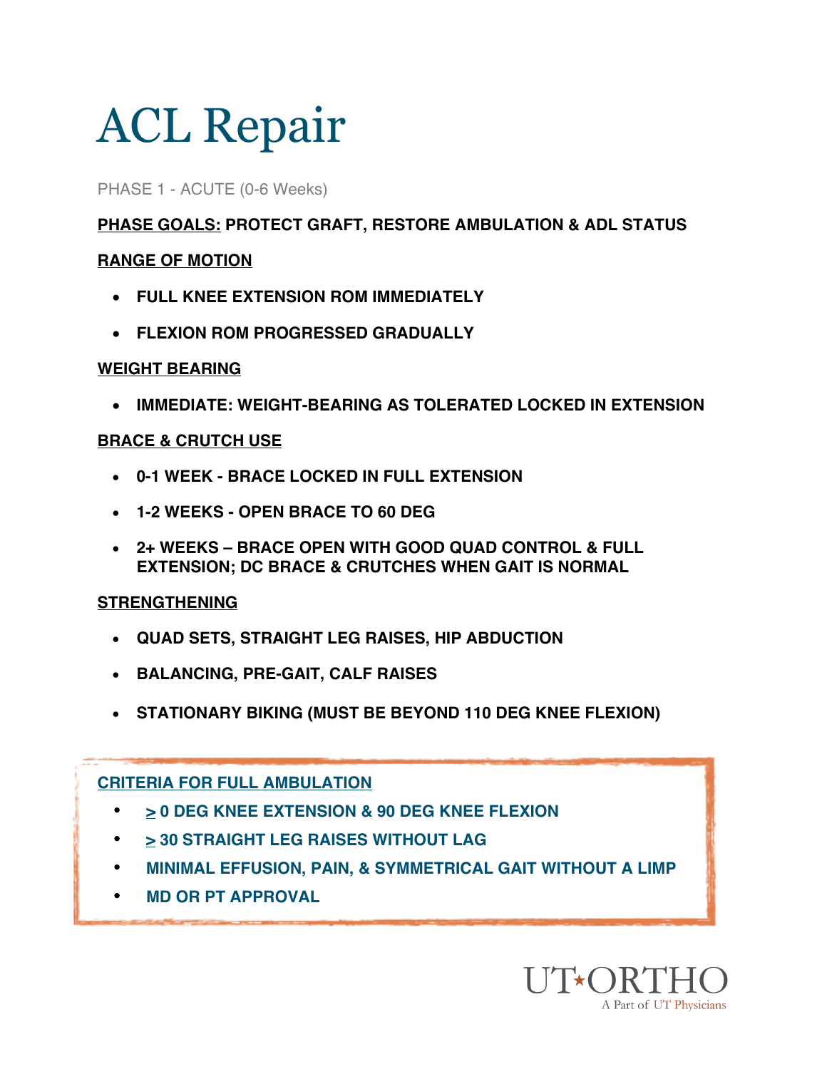# ACL Repair

PHASE 1 - ACUTE (0-6 Weeks)

**PHASE GOALS: PROTECT GRAFT, RESTORE AMBULATION & ADL STATUS**

**RANGE OF MOTION**

- **FULL KNEE EXTENSION ROM IMMEDIATELY**
- **FLEXION ROM PROGRESSED GRADUALLY**

**WEIGHT BEARING**

- **IMMEDIATE: WEIGHT-BEARING AS TOLERATED LOCKED IN EXTENSION**

**BRACE & CRUTCH USE**

- **0-1 WEEK - BRACE LOCKED IN FULL EXTENSION**
- **1-2 WEEKS - OPEN BRACE TO 60 DEG**
- **2+ WEEKS – BRACE OPEN WITH GOOD QUAD CONTROL & FULL EXTENSION; DC BRACE & CRUTCHES WHEN GAIT IS NORMAL**

**STRENGTHENING**

- **QUAD SETS, STRAIGHT LEG RAISES, HIP ABDUCTION**
- **BALANCING, PRE-GAIT, CALF RAISES**
- **STATIONARY BIKING (MUST BE BEYOND 110 DEG KNEE FLEXION)**

**CRITERIA FOR FULL AMBULATION**

- **≥ 0 DEG KNEE EXTENSION & 90 DEG KNEE FLEXION**
- **≥ 30 STRAIGHT LEG RAISES WITHOUT LAG**
- **MINIMAL EFFUSION, PAIN, & SYMMETRICAL GAIT WITHOUT A LIMP**
- **MD OR PT APPROVAL**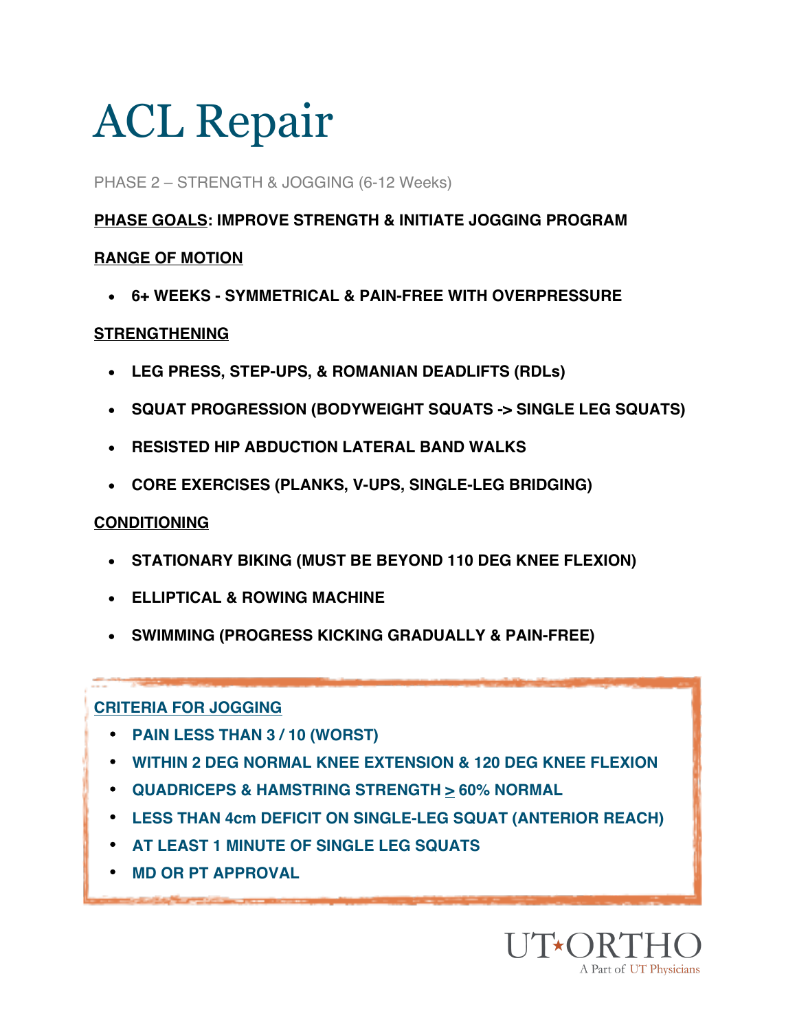# ACL Repair

PHASE 2 – STRENGTH & JOGGING (6-12 Weeks)

**PHASE GOALS: IMPROVE STRENGTH & INITIATE JOGGING PROGRAM**

**RANGE OF MOTION**

- **6+ WEEKS - SYMMETRICAL & PAIN-FREE WITH OVERPRESSURE**

**STRENGTHENING**

- **LEG PRESS, STEP-UPS, & ROMANIAN DEADLIFTS (RDLs)**
- **SQUAT PROGRESSION (BODYWEIGHT SQUATS -> SINGLE LEG SQUATS)**
- **RESISTED HIP ABDUCTION LATERAL BAND WALKS**
- **CORE EXERCISES (PLANKS, V-UPS, SINGLE-LEG BRIDGING)**

**CONDITIONING**

- **STATIONARY BIKING (MUST BE BEYOND 110 DEG KNEE FLEXION)**
- **ELLIPTICAL & ROWING MACHINE**
- **SWIMMING (PROGRESS KICKING GRADUALLY & PAIN-FREE)**

**CRITERIA FOR JOGGING**

- **PAIN LESS THAN 3 / 10 (WORST)**
- **WITHIN 2 DEG NORMAL KNEE EXTENSION & 120 DEG KNEE FLEXION**
- **QUADRICEPS & HAMSTRING STRENGTH ≥ 60% NORMAL**
- **LESS THAN 4cm DEFICIT ON SINGLE-LEG SQUAT (ANTERIOR REACH)**
- **AT LEAST 1 MINUTE OF SINGLE LEG SQUATS**
- **MD OR PT APPROVAL**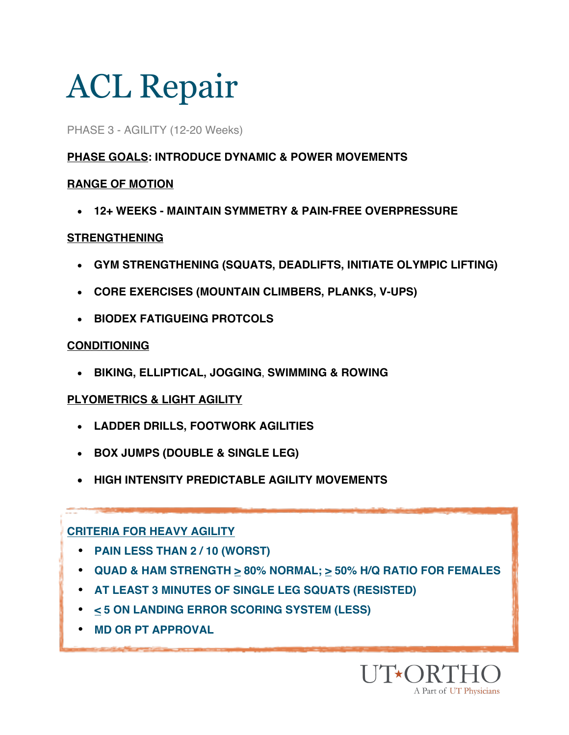# ACL Repair

PHASE 3 - AGILITY (12-20 Weeks)

**PHASE GOALS: INTRODUCE DYNAMIC & POWER MOVEMENTS**

**RANGE OF MOTION**

- **12+ WEEKS - MAINTAIN SYMMETRY & PAIN-FREE OVERPRESSURE**

**STRENGTHENING**

- **GYM STRENGTHENING (SQUATS, DEADLIFTS, INITIATE OLYMPIC LIFTING)**
- **CORE EXERCISES (MOUNTAIN CLIMBERS, PLANKS, V-UPS)**
- **BIODEX FATIGUEING PROTCOLS**

**CONDITIONING**

- **BIKING, ELLIPTICAL, JOGGING, SWIMMING & ROWING**

**PLYOMETRICS & LIGHT AGILITY**

- **LADDER DRILLS, FOOTWORK AGILITIES**
- **BOX JUMPS (DOUBLE & SINGLE LEG)**
- **HIGH INTENSITY PREDICTABLE AGILITY MOVEMENTS**

**CRITERIA FOR HEAVY AGILITY**

- **PAIN LESS THAN 2 / 10 (WORST)**
- **QUAD & HAM STRENGTH ≥ 80% NORMAL; ≥ 50% H/Q RATIO FOR FEMALES**
- **AT LEAST 3 MINUTES OF SINGLE LEG SQUATS (RESISTED)**
- **≤ 5 ON LANDING ERROR SCORING SYSTEM (LESS)**
- **MD OR PT APPROVAL**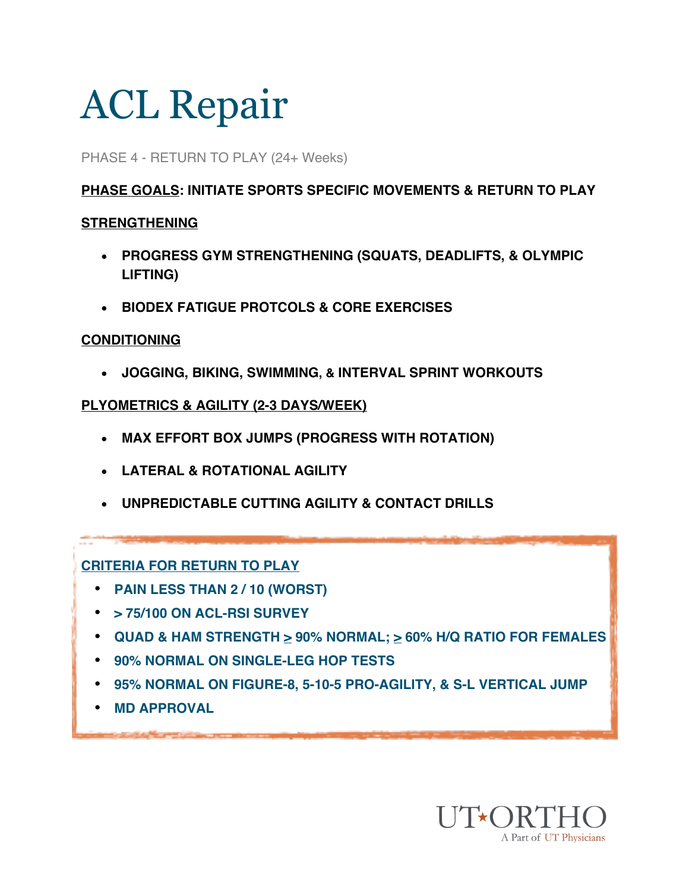# ACL Repair

PHASE 4 - RETURN TO PLAY (24+ Weeks)

**PHASE GOALS: INITIATE SPORTS SPECIFIC MOVEMENTS & RETURN TO PLAY**

**STRENGTHENING**

- **PROGRESS GYM STRENGTHENING (SQUATS, DEADLIFTS, & OLYMPIC LIFTING)**
- **BIODEX FATIGUE PROTCOLS & CORE EXERCISES**

**CONDITIONING**

- **JOGGING, BIKING, SWIMMING, & INTERVAL SPRINT WORKOUTS**

**PLYOMETRICS & AGILITY (2-3 DAYS/WEEK)**

- **MAX EFFORT BOX JUMPS (PROGRESS WITH ROTATION)**
- **LATERAL & ROTATIONAL AGILITY**
- **UNPREDICTABLE CUTTING AGILITY & CONTACT DRILLS**

**CRITERIA FOR RETURN TO PLAY**

- **PAIN LESS THAN 2 / 10 (WORST)**
- **> 75/100 ON ACL-RSI SURVEY**
- **QUAD & HAM STRENGTH ≥ 90% NORMAL; ≥ 60% H/Q RATIO FOR FEMALES**
- **90% NORMAL ON SINGLE-LEG HOP TESTS**
- **95% NORMAL ON FIGURE-8, 5-10-5 PRO-AGILITY, & S-L VERTICAL JUMP**
- **MD APPROVAL**

UT★ORTHO
A Part of UT Physicians